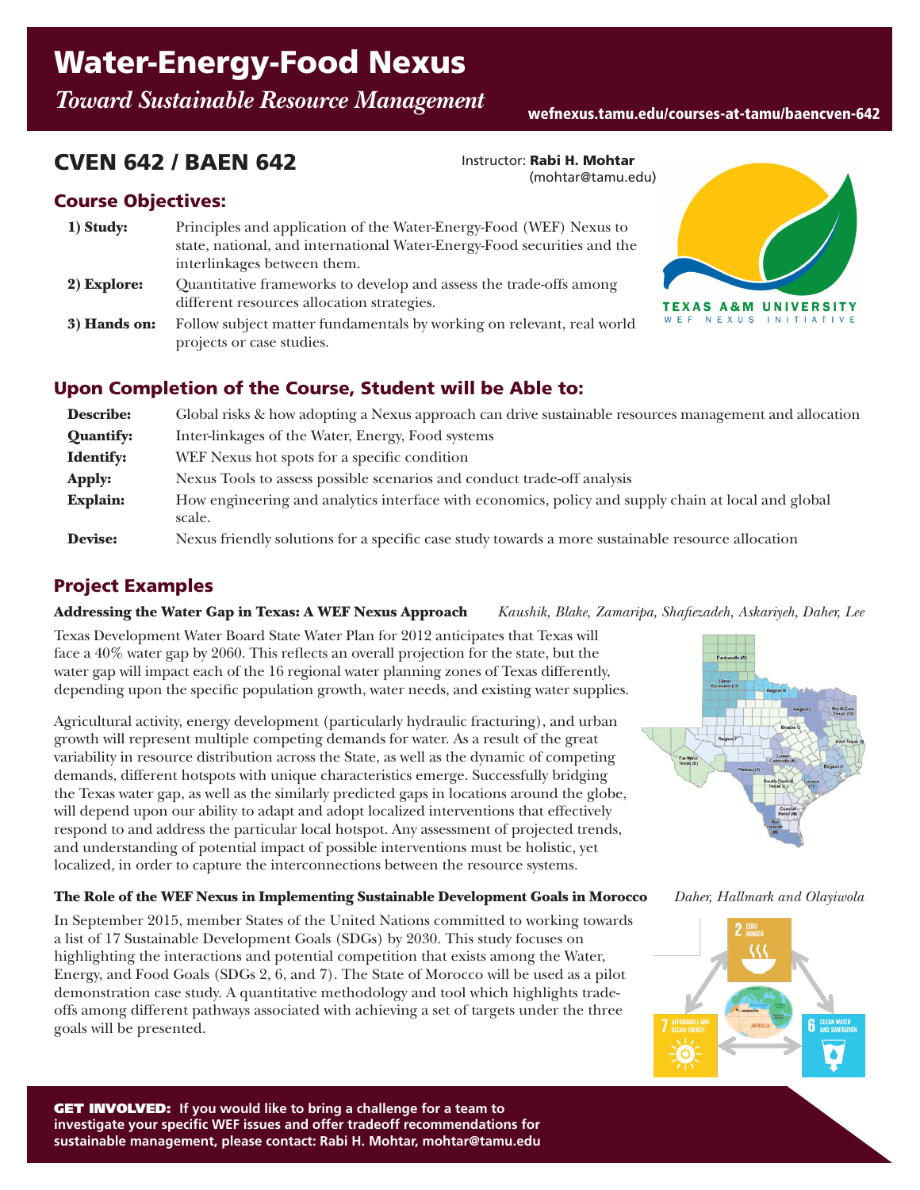# Water-Energy-Food Nexus

*Toward Sustainable Resource Management*

**wefnexus.tamu.edu/courses-at-tamu/baencven-642**

## CVEN 642 / BAEN 642

Instructor: **Rabi H. Mohtar** (mohtar@tamu.edu)

### Course Objectives:

**1) Study:** Principles and application of the Water-Energy-Food (WEF) Nexus to state, national, and international Water-Energy-Food securities and the interlinkages between them.

**2) Explore:** Quantitative frameworks to develop and assess the trade-offs among different resources allocation strategies.

**3) Hands on:** Follow subject matter fundamentals by working on relevant, real world projects or case studies.

TEXAS A&M UNIVERSITY
WEF NEXUS INITIATIVE

### Upon Completion of the Course, Student will be Able to:

**Describe:** Global risks & how adopting a Nexus approach can drive sustainable resources management and allocation

**Quantify:** Inter-linkages of the Water, Energy, Food systems

**Identify:** WEF Nexus hot spots for a specific condition

**Apply:** Nexus Tools to assess possible scenarios and conduct trade-off analysis

**Explain:** How engineering and analytics interface with economics, policy and supply chain at local and global scale.

**Devise:** Nexus friendly solutions for a specific case study towards a more sustainable resource allocation

### Project Examples

**Addressing the Water Gap in Texas: A WEF Nexus Approach** *Kaushik, Blake, Zamaripa, Shafiezadeh, Askariyeh, Daher, Lee*

Texas Development Water Board State Water Plan for 2012 anticipates that Texas will face a 40% water gap by 2060. This reflects an overall projection for the state, but the water gap will impact each of the 16 regional water planning zones of Texas differently, depending upon the specific population growth, water needs, and existing water supplies.

Agricultural activity, energy development (particularly hydraulic fracturing), and urban growth will represent multiple competing demands for water. As a result of the great variability in resource distribution across the State, as well as the dynamic of competing demands, different hotspots with unique characteristics emerge. Successfully bridging the Texas water gap, as well as the similarly predicted gaps in locations around the globe, will depend upon our ability to adapt and adopt localized interventions that effectively respond to and address the particular local hotspot. Any assessment of projected trends, and understanding of potential impact of possible interventions must be holistic, yet localized, in order to capture the interconnections between the resource systems.

**The Role of the WEF Nexus in Implementing Sustainable Development Goals in Morocco** *Daher, Hallmark and Olayiwola*

In September 2015, member States of the United Nations committed to working towards a list of 17 Sustainable Development Goals (SDGs) by 2030. This study focuses on highlighting the interactions and potential competition that exists among the Water, Energy, and Food Goals (SDGs 2, 6, and 7). The State of Morocco will be used as a pilot demonstration case study. A quantitative methodology and tool which highlights trade-offs among different pathways associated with achieving a set of targets under the three goals will be presented.

**GET INVOLVED: If you would like to bring a challenge for a team to investigate your specific WEF issues and offer tradeoff recommendations for sustainable management, please contact: Rabi H. Mohtar, mohtar@tamu.edu**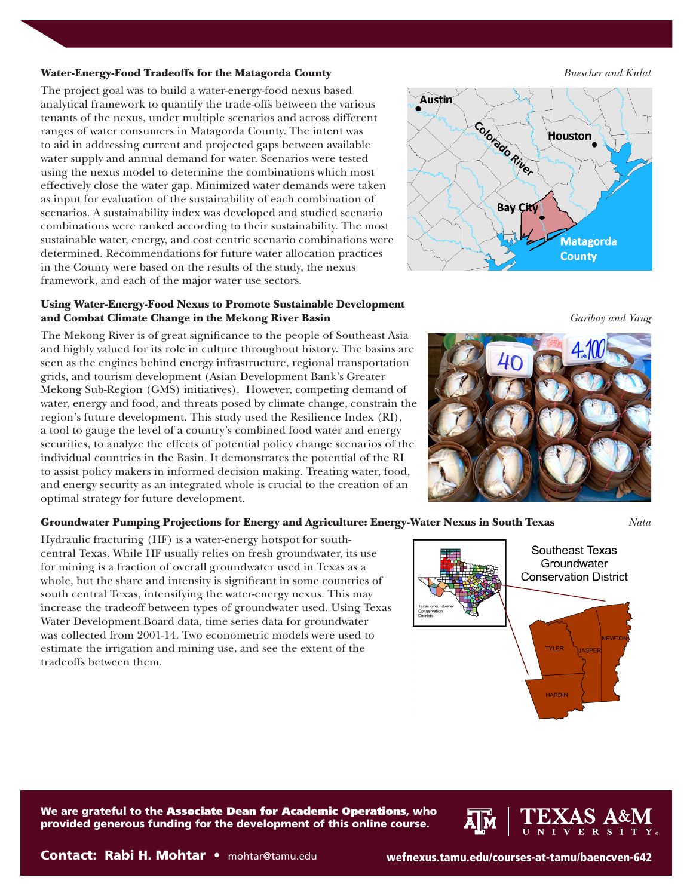### Water-Energy-Food Tradeoffs for the Matagorda County

*Buescher and Kulat*

The project goal was to build a water-energy-food nexus based analytical framework to quantify the trade-offs between the various tenants of the nexus, under multiple scenarios and across different ranges of water consumers in Matagorda County. The intent was to aid in addressing current and projected gaps between available water supply and annual demand for water. Scenarios were tested using the nexus model to determine the combinations which most effectively close the water gap. Minimized water demands were taken as input for evaluation of the sustainability of each combination of scenarios. A sustainability index was developed and studied scenario combinations were ranked according to their sustainability. The most sustainable water, energy, and cost centric scenario combinations were determined. Recommendations for future water allocation practices in the County were based on the results of the study, the nexus framework, and each of the major water use sectors.

### Using Water-Energy-Food Nexus to Promote Sustainable Development and Combat Climate Change in the Mekong River Basin

*Garibay and Yang*

The Mekong River is of great significance to the people of Southeast Asia and highly valued for its role in culture throughout history. The basins are seen as the engines behind energy infrastructure, regional transportation grids, and tourism development (Asian Development Bank's Greater Mekong Sub-Region (GMS) initiatives). However, competing demand of water, energy and food, and threats posed by climate change, constrain the region's future development. This study used the Resilience Index (RI), a tool to gauge the level of a country's combined food water and energy securities, to analyze the effects of potential policy change scenarios of the individual countries in the Basin. It demonstrates the potential of the RI to assist policy makers in informed decision making. Treating water, food, and energy security as an integrated whole is crucial to the creation of an optimal strategy for future development.

### Groundwater Pumping Projections for Energy and Agriculture: Energy-Water Nexus in South Texas

*Nata*

Hydraulic fracturing (HF) is a water-energy hotspot for south-central Texas. While HF usually relies on fresh groundwater, its use for mining is a fraction of overall groundwater used in Texas as a whole, but the share and intensity is significant in some countries of south central Texas, intensifying the water-energy nexus. This may increase the tradeoff between types of groundwater used. Using Texas Water Development Board data, time series data for groundwater was collected from 2001-14. Two econometric models were used to estimate the irrigation and mining use, and see the extent of the tradeoffs between them.

**We are grateful to the Associate Dean for Academic Operations, who provided generous funding for the development of this online course.**

**Contact: Rabi H. Mohtar** • mohtar@tamu.edu

**wefnexus.tamu.edu/courses-at-tamu/baencven-642**